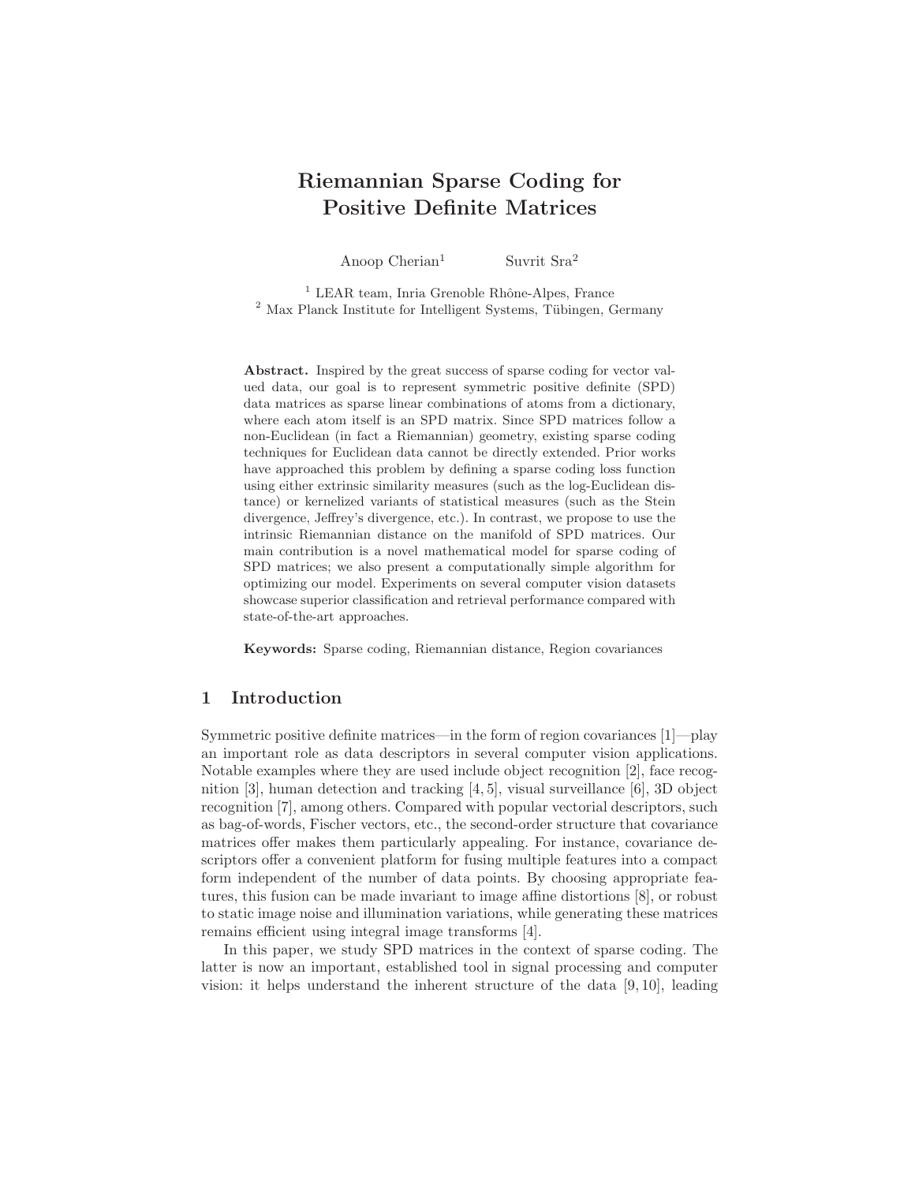# Riemannian Sparse Coding for Positive Definite Matrices

Anoop Cherian[1] Suvrit Sra[2]

[1] LEAR team, Inria Grenoble Rhône-Alpes, France
[2] Max Planck Institute for Intelligent Systems, Tübingen, Germany

**Abstract.** Inspired by the great success of sparse coding for vector valued data, our goal is to represent symmetric positive definite (SPD) data matrices as sparse linear combinations of atoms from a dictionary, where each atom itself is an SPD matrix. Since SPD matrices follow a non-Euclidean (in fact a Riemannian) geometry, existing sparse coding techniques for Euclidean data cannot be directly extended. Prior works have approached this problem by defining a sparse coding loss function using either extrinsic similarity measures (such as the log-Euclidean distance) or kernelized variants of statistical measures (such as the Stein divergence, Jeffrey's divergence, etc.). In contrast, we propose to use the intrinsic Riemannian distance on the manifold of SPD matrices. Our main contribution is a novel mathematical model for sparse coding of SPD matrices; we also present a computationally simple algorithm for optimizing our model. Experiments on several computer vision datasets showcase superior classification and retrieval performance compared with state-of-the-art approaches.

**Keywords:** Sparse coding, Riemannian distance, Region covariances

## 1 Introduction

Symmetric positive definite matrices—in the form of region covariances [1]—play an important role as data descriptors in several computer vision applications. Notable examples where they are used include object recognition [2], face recognition [3], human detection and tracking [4, 5], visual surveillance [6], 3D object recognition [7], among others. Compared with popular vectorial descriptors, such as bag-of-words, Fischer vectors, etc., the second-order structure that covariance matrices offer makes them particularly appealing. For instance, covariance descriptors offer a convenient platform for fusing multiple features into a compact form independent of the number of data points. By choosing appropriate features, this fusion can be made invariant to image affine distortions [8], or robust to static image noise and illumination variations, while generating these matrices remains efficient using integral image transforms [4].

In this paper, we study SPD matrices in the context of sparse coding. The latter is now an important, established tool in signal processing and computer vision: it helps understand the inherent structure of the data [9, 10], leading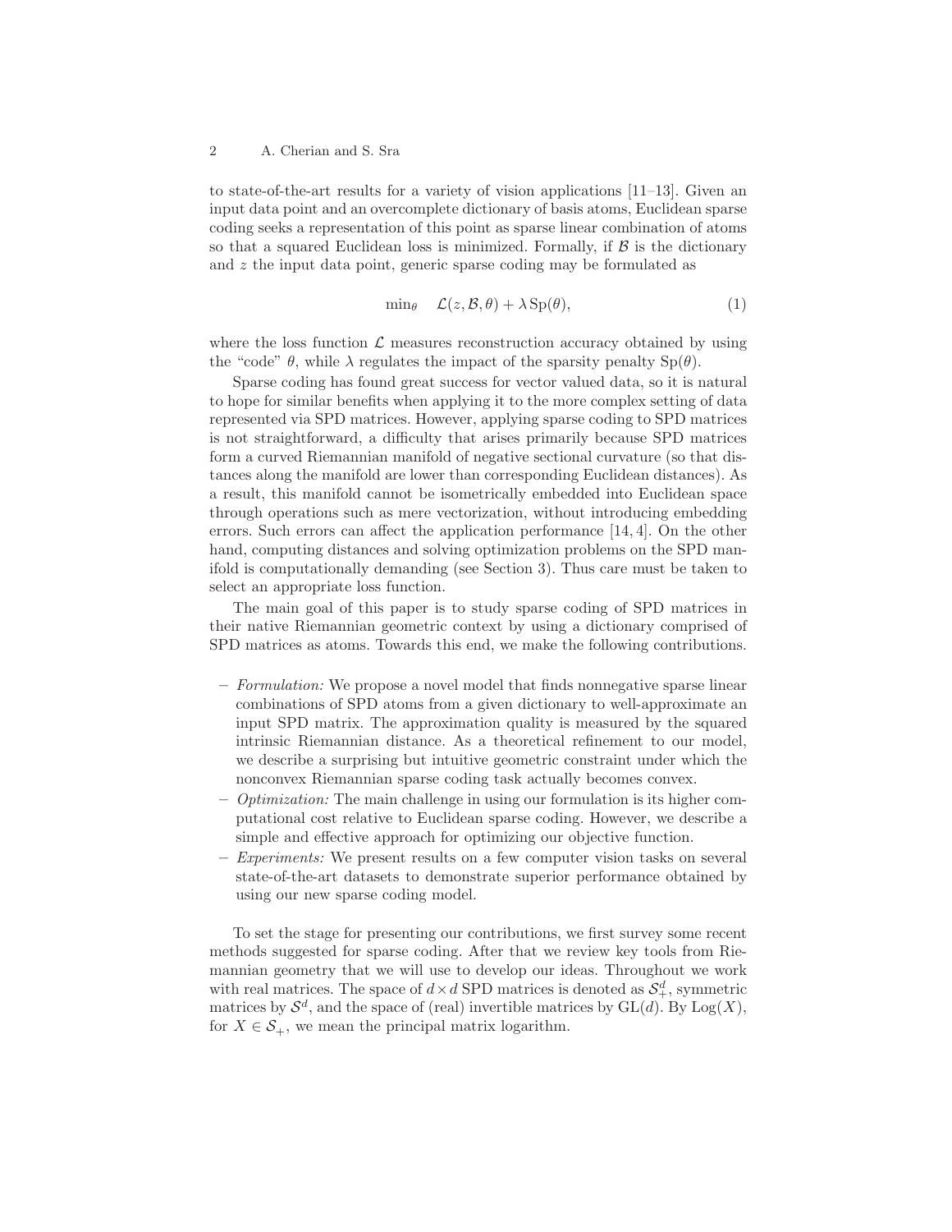to state-of-the-art results for a variety of vision applications [11–13]. Given an input data point and an overcomplete dictionary of basis atoms, Euclidean sparse coding seeks a representation of this point as sparse linear combination of atoms so that a squared Euclidean loss is minimized. Formally, if $\mathcal{B}$ is the dictionary and $z$ the input data point, generic sparse coding may be formulated as

$$\min_\theta \quad \mathcal{L}(z, \mathcal{B}, \theta) + \lambda \operatorname{Sp}(\theta), \tag{1}$$

where the loss function $\mathcal{L}$ measures reconstruction accuracy obtained by using the "code" $\theta$, while $\lambda$ regulates the impact of the sparsity penalty $\operatorname{Sp}(\theta)$.

Sparse coding has found great success for vector valued data, so it is natural to hope for similar benefits when applying it to the more complex setting of data represented via SPD matrices. However, applying sparse coding to SPD matrices is not straightforward, a difficulty that arises primarily because SPD matrices form a curved Riemannian manifold of negative sectional curvature (so that distances along the manifold are lower than corresponding Euclidean distances). As a result, this manifold cannot be isometrically embedded into Euclidean space through operations such as mere vectorization, without introducing embedding errors. Such errors can affect the application performance [14, 4]. On the other hand, computing distances and solving optimization problems on the SPD manifold is computationally demanding (see Section 3). Thus care must be taken to select an appropriate loss function.

The main goal of this paper is to study sparse coding of SPD matrices in their native Riemannian geometric context by using a dictionary comprised of SPD matrices as atoms. Towards this end, we make the following contributions.

- *Formulation:* We propose a novel model that finds nonnegative sparse linear combinations of SPD atoms from a given dictionary to well-approximate an input SPD matrix. The approximation quality is measured by the squared intrinsic Riemannian distance. As a theoretical refinement to our model, we describe a surprising but intuitive geometric constraint under which the nonconvex Riemannian sparse coding task actually becomes convex.
- *Optimization:* The main challenge in using our formulation is its higher computational cost relative to Euclidean sparse coding. However, we describe a simple and effective approach for optimizing our objective function.
- *Experiments:* We present results on a few computer vision tasks on several state-of-the-art datasets to demonstrate superior performance obtained by using our new sparse coding model.

To set the stage for presenting our contributions, we first survey some recent methods suggested for sparse coding. After that we review key tools from Riemannian geometry that we will use to develop our ideas. Throughout we work with real matrices. The space of $d \times d$ SPD matrices is denoted as $\mathcal{S}_+^d$, symmetric matrices by $\mathcal{S}^d$, and the space of (real) invertible matrices by $\operatorname{GL}(d)$. By $\operatorname{Log}(X)$, for $X \in \mathcal{S}_+$, we mean the principal matrix logarithm.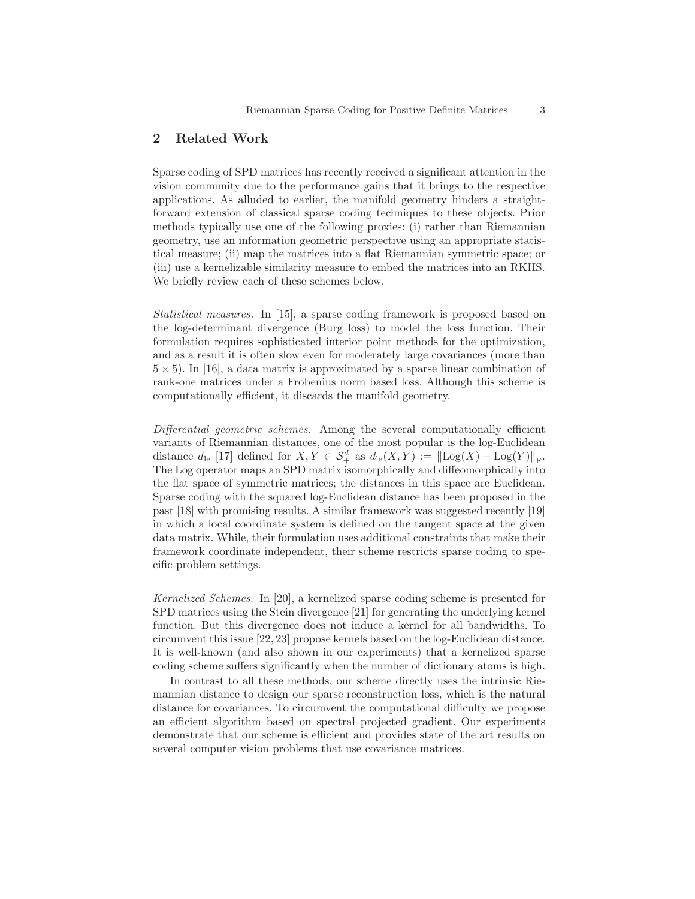## 2 Related Work

Sparse coding of SPD matrices has recently received a significant attention in the vision community due to the performance gains that it brings to the respective applications. As alluded to earlier, the manifold geometry hinders a straightforward extension of classical sparse coding techniques to these objects. Prior methods typically use one of the following proxies: (i) rather than Riemannian geometry, use an information geometric perspective using an appropriate statistical measure; (ii) map the matrices into a flat Riemannian symmetric space; or (iii) use a kernelizable similarity measure to embed the matrices into an RKHS. We briefly review each of these schemes below.

*Statistical measures.* In [15], a sparse coding framework is proposed based on the log-determinant divergence (Burg loss) to model the loss function. Their formulation requires sophisticated interior point methods for the optimization, and as a result it is often slow even for moderately large covariances (more than $5 \times 5$). In [16], a data matrix is approximated by a sparse linear combination of rank-one matrices under a Frobenius norm based loss. Although this scheme is computationally efficient, it discards the manifold geometry.

*Differential geometric schemes.* Among the several computationally efficient variants of Riemannian distances, one of the most popular is the log-Euclidean distance $d_{\text{le}}$ [17] defined for $X, Y \in \mathcal{S}_+^d$ as $d_{\text{le}}(X,Y) := \|\text{Log}(X) - \text{Log}(Y)\|_{\text{F}}$. The Log operator maps an SPD matrix isomorphically and diffeomorphically into the flat space of symmetric matrices; the distances in this space are Euclidean. Sparse coding with the squared log-Euclidean distance has been proposed in the past [18] with promising results. A similar framework was suggested recently [19] in which a local coordinate system is defined on the tangent space at the given data matrix. While, their formulation uses additional constraints that make their framework coordinate independent, their scheme restricts sparse coding to specific problem settings.

*Kernelized Schemes.* In [20], a kernelized sparse coding scheme is presented for SPD matrices using the Stein divergence [21] for generating the underlying kernel function. But this divergence does not induce a kernel for all bandwidths. To circumvent this issue [22, 23] propose kernels based on the log-Euclidean distance. It is well-known (and also shown in our experiments) that a kernelized sparse coding scheme suffers significantly when the number of dictionary atoms is high.

In contrast to all these methods, our scheme directly uses the intrinsic Riemannian distance to design our sparse reconstruction loss, which is the natural distance for covariances. To circumvent the computational difficulty we propose an efficient algorithm based on spectral projected gradient. Our experiments demonstrate that our scheme is efficient and provides state of the art results on several computer vision problems that use covariance matrices.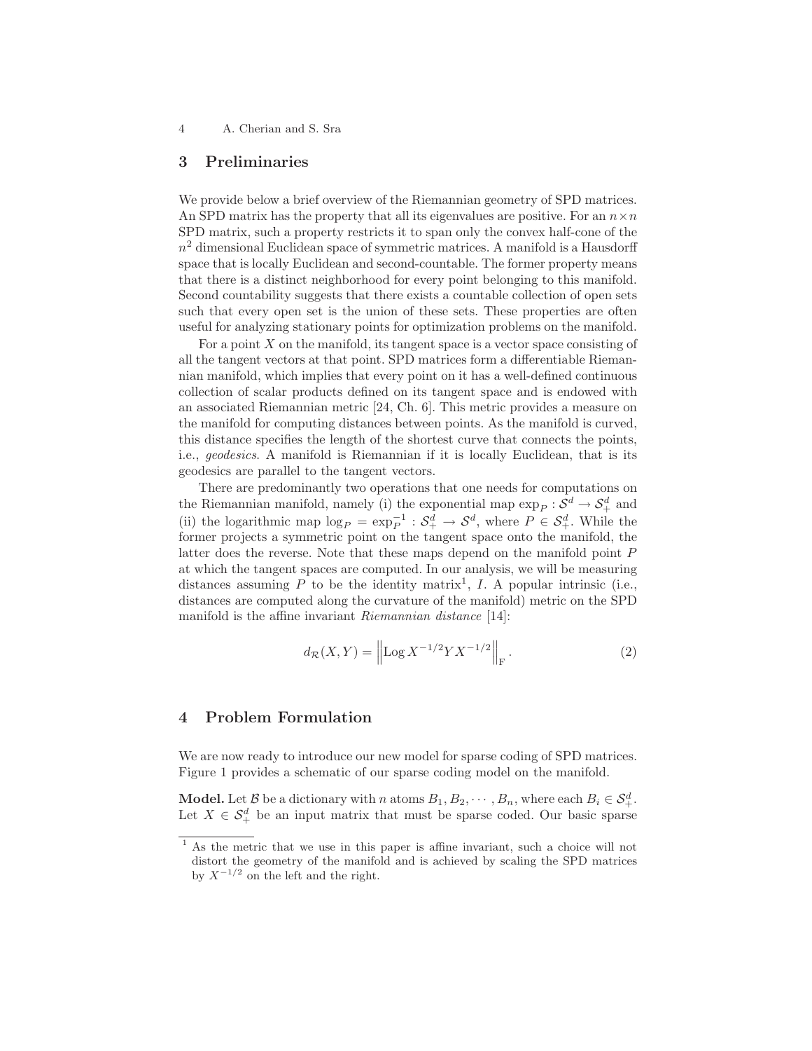## 3 Preliminaries

We provide below a brief overview of the Riemannian geometry of SPD matrices. An SPD matrix has the property that all its eigenvalues are positive. For an $n \times n$ SPD matrix, such a property restricts it to span only the convex half-cone of the $n^2$ dimensional Euclidean space of symmetric matrices. A manifold is a Hausdorff space that is locally Euclidean and second-countable. The former property means that there is a distinct neighborhood for every point belonging to this manifold. Second countability suggests that there exists a countable collection of open sets such that every open set is the union of these sets. These properties are often useful for analyzing stationary points for optimization problems on the manifold.

For a point $X$ on the manifold, its tangent space is a vector space consisting of all the tangent vectors at that point. SPD matrices form a differentiable Riemannian manifold, which implies that every point on it has a well-defined continuous collection of scalar products defined on its tangent space and is endowed with an associated Riemannian metric [24, Ch. 6]. This metric provides a measure on the manifold for computing distances between points. As the manifold is curved, this distance specifies the length of the shortest curve that connects the points, i.e., *geodesics*. A manifold is Riemannian if it is locally Euclidean, that is its geodesics are parallel to the tangent vectors.

There are predominantly two operations that one needs for computations on the Riemannian manifold, namely (i) the exponential map $\exp_P : \mathcal{S}^d \to \mathcal{S}^d_+$ and (ii) the logarithmic map $\log_P = \exp_P^{-1} : \mathcal{S}^d_+ \to \mathcal{S}^d$, where $P \in \mathcal{S}^d_+$. While the former projects a symmetric point on the tangent space onto the manifold, the latter does the reverse. Note that these maps depend on the manifold point $P$ at which the tangent spaces are computed. In our analysis, we will be measuring distances assuming $P$ to be the identity matrix[1], $I$. A popular intrinsic (i.e., distances are computed along the curvature of the manifold) metric on the SPD manifold is the affine invariant *Riemannian distance* [14]:

$$d_{\mathcal{R}}(X, Y) = \left\| \operatorname{Log} X^{-1/2} Y X^{-1/2} \right\|_{\mathrm{F}}. \tag{2}$$

## 4 Problem Formulation

We are now ready to introduce our new model for sparse coding of SPD matrices. Figure 1 provides a schematic of our sparse coding model on the manifold.

**Model.** Let $\mathcal{B}$ be a dictionary with $n$ atoms $B_1, B_2, \cdots, B_n$, where each $B_i \in \mathcal{S}^d_+$. Let $X \in \mathcal{S}^d_+$ be an input matrix that must be sparse coded. Our basic sparse

[1] As the metric that we use in this paper is affine invariant, such a choice will not distort the geometry of the manifold and is achieved by scaling the SPD matrices by $X^{-1/2}$ on the left and the right.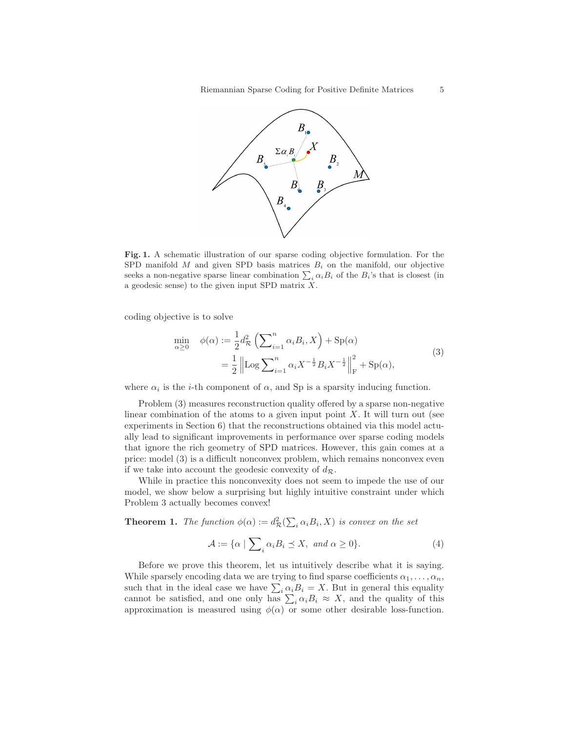**Fig. 1.** A schematic illustration of our sparse coding objective formulation. For the SPD manifold $M$ and given SPD basis matrices $B_i$ on the manifold, our objective seeks a non-negative sparse linear combination $\sum_i \alpha_i B_i$ of the $B_i$'s that is closest (in a geodesic sense) to the given input SPD matrix $X$.

coding objective is to solve

$$\min_{\alpha \geq 0} \quad \phi(\alpha) := \frac{1}{2} d_{\mathcal{R}}^2 \left( \sum\nolimits_{i=1}^{n} \alpha_i B_i, X \right) + \mathrm{Sp}(\alpha) \\ = \frac{1}{2} \left\| \mathrm{Log} \sum\nolimits_{i=1}^{n} \alpha_i X^{-\frac{1}{2}} B_i X^{-\frac{1}{2}} \right\|_{\mathrm{F}}^2 + \mathrm{Sp}(\alpha), \tag{3}$$

where $\alpha_i$ is the $i$-th component of $\alpha$, and Sp is a sparsity inducing function.

Problem (3) measures reconstruction quality offered by a sparse non-negative linear combination of the atoms to a given input point $X$. It will turn out (see experiments in Section 6) that the reconstructions obtained via this model actually lead to significant improvements in performance over sparse coding models that ignore the rich geometry of SPD matrices. However, this gain comes at a price: model (3) is a difficult nonconvex problem, which remains nonconvex even if we take into account the geodesic convexity of $d_{\mathcal{R}}$.

While in practice this nonconvexity does not seem to impede the use of our model, we show below a surprising but highly intuitive constraint under which Problem 3 actually becomes convex!

**Theorem 1.** *The function* $\phi(\alpha) := d_{\mathcal{R}}^2(\sum_i \alpha_i B_i, X)$ *is convex on the set*

$$\mathcal{A} := \{\alpha \mid \sum\nolimits_i \alpha_i B_i \preceq X, \text{ and } \alpha \geq 0\}. \tag{4}$$

Before we prove this theorem, let us intuitively describe what it is saying. While sparsely encoding data we are trying to find sparse coefficients $\alpha_1, \ldots, \alpha_n$, such that in the ideal case we have $\sum_i \alpha_i B_i = X$. But in general this equality cannot be satisfied, and one only has $\sum_i \alpha_i B_i \approx X$, and the quality of this approximation is measured using $\phi(\alpha)$ or some other desirable loss-function.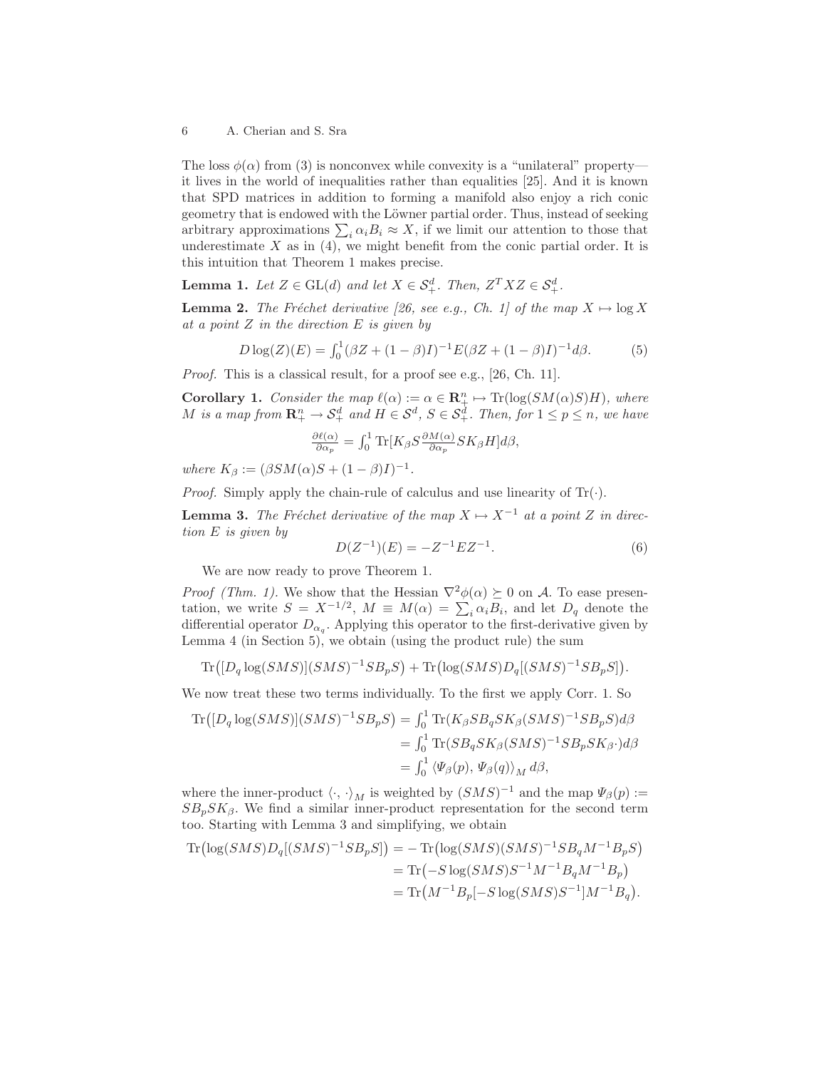The loss $\phi(\alpha)$ from (3) is nonconvex while convexity is a "unilateral" property—it lives in the world of inequalities rather than equalities [25]. And it is known that SPD matrices in addition to forming a manifold also enjoy a rich conic geometry that is endowed with the Löwner partial order. Thus, instead of seeking arbitrary approximations $\sum_i \alpha_i B_i \approx X$, if we limit our attention to those that underestimate $X$ as in (4), we might benefit from the conic partial order. It is this intuition that Theorem 1 makes precise.

**Lemma 1.** *Let $Z \in \mathrm{GL}(d)$ and let $X \in \mathcal{S}_+^d$. Then, $Z^T X Z \in \mathcal{S}_+^d$.*

**Lemma 2.** *The Fréchet derivative [26, see e.g., Ch. 1] of the map $X \mapsto \log X$ at a point $Z$ in the direction $E$ is given by*

$$D\log(Z)(E) = \int_0^1 (\beta Z + (1-\beta)I)^{-1} E (\beta Z + (1-\beta)I)^{-1} d\beta. \tag{5}$$

*Proof.* This is a classical result, for a proof see e.g., [26, Ch. 11].

**Corollary 1.** *Consider the map $\ell(\alpha) := \alpha \in \mathbf{R}_+^n \mapsto \mathrm{Tr}(\log(SM(\alpha)S)H)$, where $M$ is a map from $\mathbf{R}_+^n \to \mathcal{S}_+^d$ and $H \in \mathcal{S}^d$, $S \in \mathcal{S}_+^d$. Then, for $1 \le p \le n$, we have*

$$\tfrac{\partial \ell(\alpha)}{\partial \alpha_p} = \int_0^1 \mathrm{Tr}[K_\beta S \tfrac{\partial M(\alpha)}{\partial \alpha_p} S K_\beta H] d\beta,$$

*where $K_\beta := (\beta S M(\alpha) S + (1-\beta)I)^{-1}$.*

*Proof.* Simply apply the chain-rule of calculus and use linearity of $\mathrm{Tr}(\cdot)$.

**Lemma 3.** *The Fréchet derivative of the map $X \mapsto X^{-1}$ at a point $Z$ in direction $E$ is given by*

$$D(Z^{-1})(E) = -Z^{-1} E Z^{-1}. \tag{6}$$

We are now ready to prove Theorem 1.

*Proof (Thm. 1).* We show that the Hessian $\nabla^2 \phi(\alpha) \succeq 0$ on $\mathcal{A}$. To ease presentation, we write $S = X^{-1/2}$, $M \equiv M(\alpha) = \sum_i \alpha_i B_i$, and let $D_q$ denote the differential operator $D_{\alpha_q}$. Applying this operator to the first-derivative given by Lemma 4 (in Section 5), we obtain (using the product rule) the sum

$$\mathrm{Tr}\big([D_q \log(SMS)](SMS)^{-1} S B_p S\big) + \mathrm{Tr}\big(\log(SMS) D_q[(SMS)^{-1} S B_p S]\big).$$

We now treat these two terms individually. To the first we apply Corr. 1. So

$$\begin{aligned}
\mathrm{Tr}\big([D_q \log(SMS)](SMS)^{-1} S B_p S\big) &= \int_0^1 \mathrm{Tr}(K_\beta S B_q S K_\beta (SMS)^{-1} S B_p S) d\beta \\
&= \int_0^1 \mathrm{Tr}(S B_q S K_\beta (SMS)^{-1} S B_p S K_\beta \cdot) d\beta \\
&= \int_0^1 \langle \Psi_\beta(p), \Psi_\beta(q) \rangle_M \, d\beta,
\end{aligned}$$

where the inner-product $\langle \cdot, \cdot \rangle_M$ is weighted by $(SMS)^{-1}$ and the map $\Psi_\beta(p) := S B_p S K_\beta$. We find a similar inner-product representation for the second term too. Starting with Lemma 3 and simplifying, we obtain

$$\begin{aligned}
\mathrm{Tr}\big(\log(SMS) D_q[(SMS)^{-1} S B_p S]\big) &= -\mathrm{Tr}\big(\log(SMS)(SMS)^{-1} S B_q M^{-1} B_p S\big) \\
&= \mathrm{Tr}\big(-S \log(SMS) S^{-1} M^{-1} B_q M^{-1} B_p\big) \\
&= \mathrm{Tr}\big(M^{-1} B_p [-S \log(SMS) S^{-1}] M^{-1} B_q\big).
\end{aligned}$$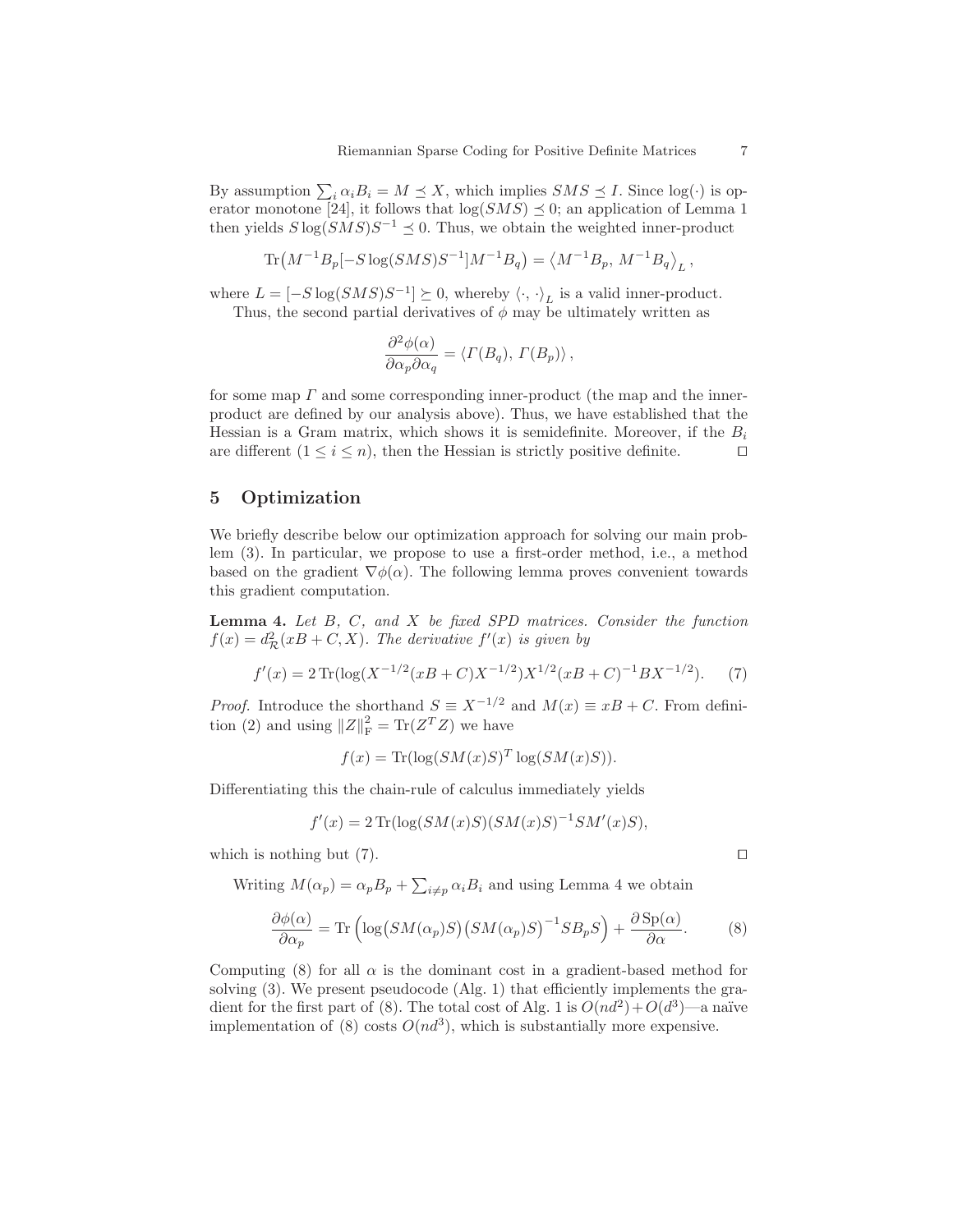By assumption $\sum_i \alpha_i B_i = M \preceq X$, which implies $SMS \preceq I$. Since $\log(\cdot)$ is operator monotone [24], it follows that $\log(SMS) \preceq 0$; an application of Lemma 1 then yields $S \log(SMS) S^{-1} \preceq 0$. Thus, we obtain the weighted inner-product

$$\mathrm{Tr}\big(M^{-1}B_p[-S\log(SMS)S^{-1}]M^{-1}B_q\big) = \left\langle M^{-1}B_p,\, M^{-1}B_q \right\rangle_L,$$

where $L = [-S\log(SMS)S^{-1}] \succeq 0$, whereby $\langle \cdot, \cdot \rangle_L$ is a valid inner-product.

Thus, the second partial derivatives of $\phi$ may be ultimately written as

$$\frac{\partial^2 \phi(\alpha)}{\partial \alpha_p \partial \alpha_q} = \langle \Gamma(B_q),\, \Gamma(B_p) \rangle,$$

for some map $\Gamma$ and some corresponding inner-product (the map and the inner-product are defined by our analysis above). Thus, we have established that the Hessian is a Gram matrix, which shows it is semidefinite. Moreover, if the $B_i$ are different ($1 \le i \le n$), then the Hessian is strictly positive definite. ◻

## 5 Optimization

We briefly describe below our optimization approach for solving our main problem (3). In particular, we propose to use a first-order method, i.e., a method based on the gradient $\nabla \phi(\alpha)$. The following lemma proves convenient towards this gradient computation.

**Lemma 4.** *Let $B$, $C$, and $X$ be fixed SPD matrices. Consider the function $f(x) = d_{\mathcal{R}}^2(xB + C, X)$. The derivative $f'(x)$ is given by*

$$f'(x) = 2\,\mathrm{Tr}(\log(X^{-1/2}(xB + C)X^{-1/2})X^{1/2}(xB + C)^{-1}BX^{-1/2}). \tag{7}$$

*Proof.* Introduce the shorthand $S \equiv X^{-1/2}$ and $M(x) \equiv xB + C$. From definition (2) and using $\|Z\|_{\mathrm{F}}^2 = \mathrm{Tr}(Z^T Z)$ we have

$$f(x) = \mathrm{Tr}(\log(SM(x)S)^T \log(SM(x)S)).$$

Differentiating this the chain-rule of calculus immediately yields

$$f'(x) = 2\,\mathrm{Tr}(\log(SM(x)S)(SM(x)S)^{-1}SM'(x)S),$$

which is nothing but (7). ◻

Writing $M(\alpha_p) = \alpha_p B_p + \sum_{i \neq p} \alpha_i B_i$ and using Lemma 4 we obtain

$$\frac{\partial \phi(\alpha)}{\partial \alpha_p} = \mathrm{Tr}\left(\log\big(SM(\alpha_p)S\big)\big(SM(\alpha_p)S\big)^{-1}SB_pS\right) + \frac{\partial\,\mathrm{Sp}(\alpha)}{\partial \alpha}. \tag{8}$$

Computing (8) for all $\alpha$ is the dominant cost in a gradient-based method for solving (3). We present pseudocode (Alg. 1) that efficiently implements the gradient for the first part of (8). The total cost of Alg. 1 is $O(nd^2) + O(d^3)$—a naïve implementation of (8) costs $O(nd^3)$, which is substantially more expensive.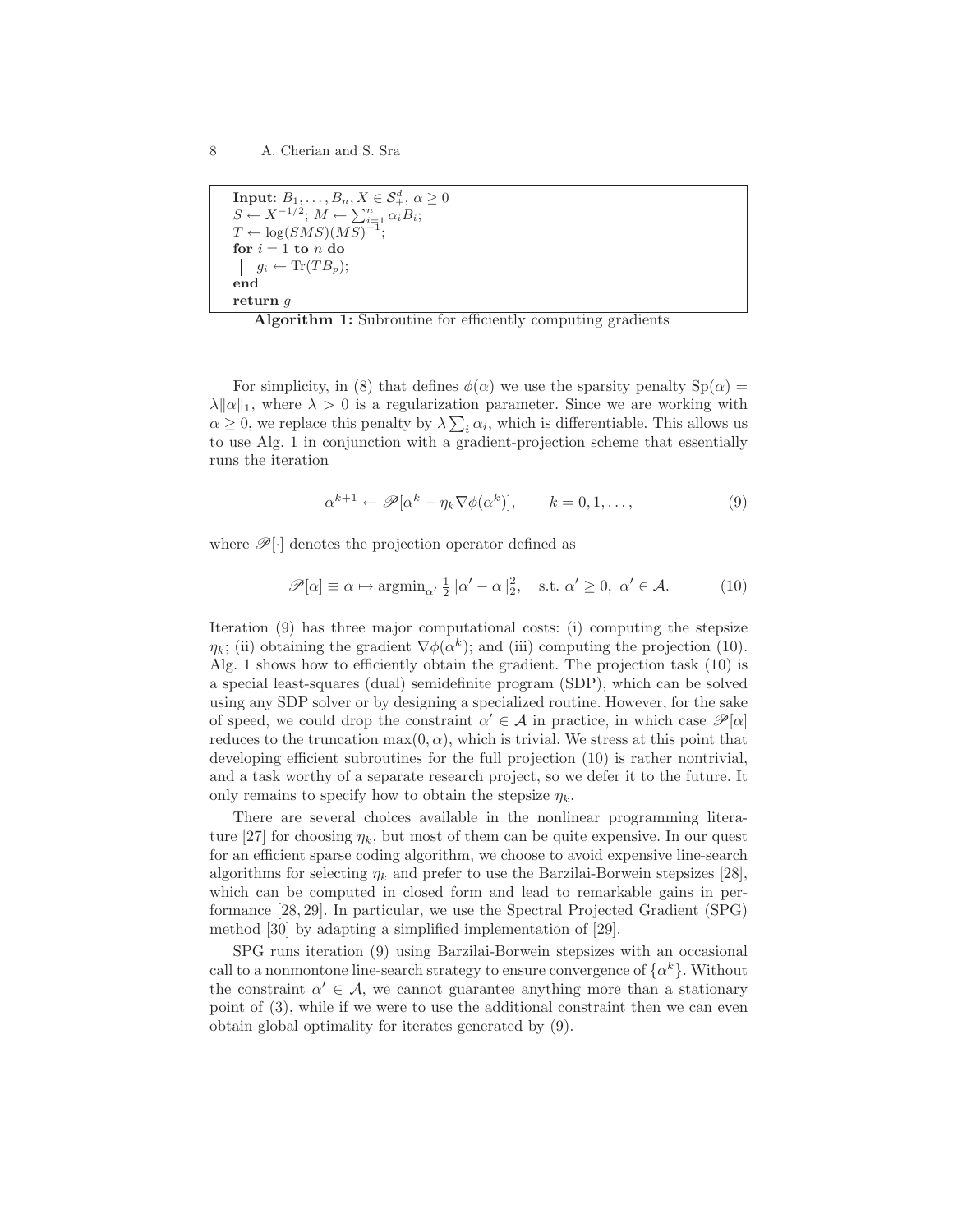```
Input: B_1, ..., B_n, X ∈ S^d_+, α ≥ 0
S ← X^{-1/2}; M ← Σ_{i=1}^n α_i B_i;
T ← log(SMS)(MS)^{-1};
for i = 1 to n do
  | g_i ← Tr(TB_p);
end
return g
```

**Algorithm 1:** Subroutine for efficiently computing gradients

For simplicity, in (8) that defines $\phi(\alpha)$ we use the sparsity penalty $\mathrm{Sp}(\alpha) = \lambda\|\alpha\|_1$, where $\lambda > 0$ is a regularization parameter. Since we are working with $\alpha \geq 0$, we replace this penalty by $\lambda \sum_i \alpha_i$, which is differentiable. This allows us to use Alg. 1 in conjunction with a gradient-projection scheme that essentially runs the iteration

$$\alpha^{k+1} \leftarrow \mathscr{P}[\alpha^k - \eta_k \nabla\phi(\alpha^k)], \qquad k = 0, 1, \ldots, \tag{9}$$

where $\mathscr{P}[\cdot]$ denotes the projection operator defined as

$$\mathscr{P}[\alpha] \equiv \alpha \mapsto \mathrm{argmin}_{\alpha'} \ \tfrac{1}{2}\|\alpha' - \alpha\|_2^2, \quad \text{s.t. } \alpha' \geq 0, \ \alpha' \in \mathcal{A}. \tag{10}$$

Iteration (9) has three major computational costs: (i) computing the stepsize $\eta_k$; (ii) obtaining the gradient $\nabla\phi(\alpha^k)$; and (iii) computing the projection (10). Alg. 1 shows how to efficiently obtain the gradient. The projection task (10) is a special least-squares (dual) semidefinite program (SDP), which can be solved using any SDP solver or by designing a specialized routine. However, for the sake of speed, we could drop the constraint $\alpha' \in \mathcal{A}$ in practice, in which case $\mathscr{P}[\alpha]$ reduces to the truncation $\max(0, \alpha)$, which is trivial. We stress at this point that developing efficient subroutines for the full projection (10) is rather nontrivial, and a task worthy of a separate research project, so we defer it to the future. It only remains to specify how to obtain the stepsize $\eta_k$.

There are several choices available in the nonlinear programming literature [27] for choosing $\eta_k$, but most of them can be quite expensive. In our quest for an efficient sparse coding algorithm, we choose to avoid expensive line-search algorithms for selecting $\eta_k$ and prefer to use the Barzilai-Borwein stepsizes [28], which can be computed in closed form and lead to remarkable gains in performance [28, 29]. In particular, we use the Spectral Projected Gradient (SPG) method [30] by adapting a simplified implementation of [29].

SPG runs iteration (9) using Barzilai-Borwein stepsizes with an occasional call to a nonmontone line-search strategy to ensure convergence of $\{\alpha^k\}$. Without the constraint $\alpha' \in \mathcal{A}$, we cannot guarantee anything more than a stationary point of (3), while if we were to use the additional constraint then we can even obtain global optimality for iterates generated by (9).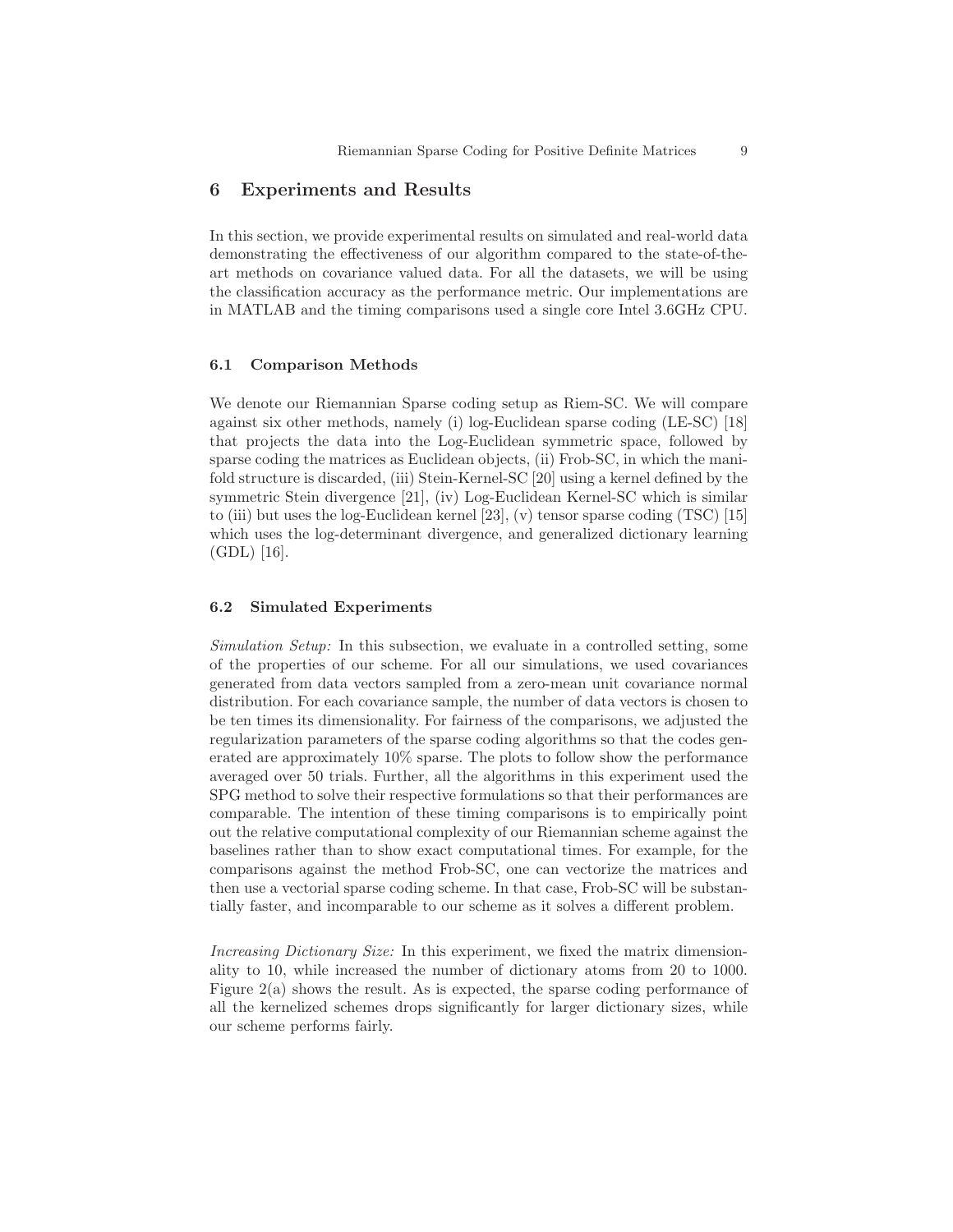## 6 Experiments and Results

In this section, we provide experimental results on simulated and real-world data demonstrating the effectiveness of our algorithm compared to the state-of-the-art methods on covariance valued data. For all the datasets, we will be using the classification accuracy as the performance metric. Our implementations are in MATLAB and the timing comparisons used a single core Intel 3.6GHz CPU.

### 6.1 Comparison Methods

We denote our Riemannian Sparse coding setup as Riem-SC. We will compare against six other methods, namely (i) log-Euclidean sparse coding (LE-SC) [18] that projects the data into the Log-Euclidean symmetric space, followed by sparse coding the matrices as Euclidean objects, (ii) Frob-SC, in which the manifold structure is discarded, (iii) Stein-Kernel-SC [20] using a kernel defined by the symmetric Stein divergence [21], (iv) Log-Euclidean Kernel-SC which is similar to (iii) but uses the log-Euclidean kernel [23], (v) tensor sparse coding (TSC) [15] which uses the log-determinant divergence, and generalized dictionary learning (GDL) [16].

### 6.2 Simulated Experiments

*Simulation Setup:* In this subsection, we evaluate in a controlled setting, some of the properties of our scheme. For all our simulations, we used covariances generated from data vectors sampled from a zero-mean unit covariance normal distribution. For each covariance sample, the number of data vectors is chosen to be ten times its dimensionality. For fairness of the comparisons, we adjusted the regularization parameters of the sparse coding algorithms so that the codes generated are approximately 10% sparse. The plots to follow show the performance averaged over 50 trials. Further, all the algorithms in this experiment used the SPG method to solve their respective formulations so that their performances are comparable. The intention of these timing comparisons is to empirically point out the relative computational complexity of our Riemannian scheme against the baselines rather than to show exact computational times. For example, for the comparisons against the method Frob-SC, one can vectorize the matrices and then use a vectorial sparse coding scheme. In that case, Frob-SC will be substantially faster, and incomparable to our scheme as it solves a different problem.

*Increasing Dictionary Size:* In this experiment, we fixed the matrix dimensionality to 10, while increased the number of dictionary atoms from 20 to 1000. Figure 2(a) shows the result. As is expected, the sparse coding performance of all the kernelized schemes drops significantly for larger dictionary sizes, while our scheme performs fairly.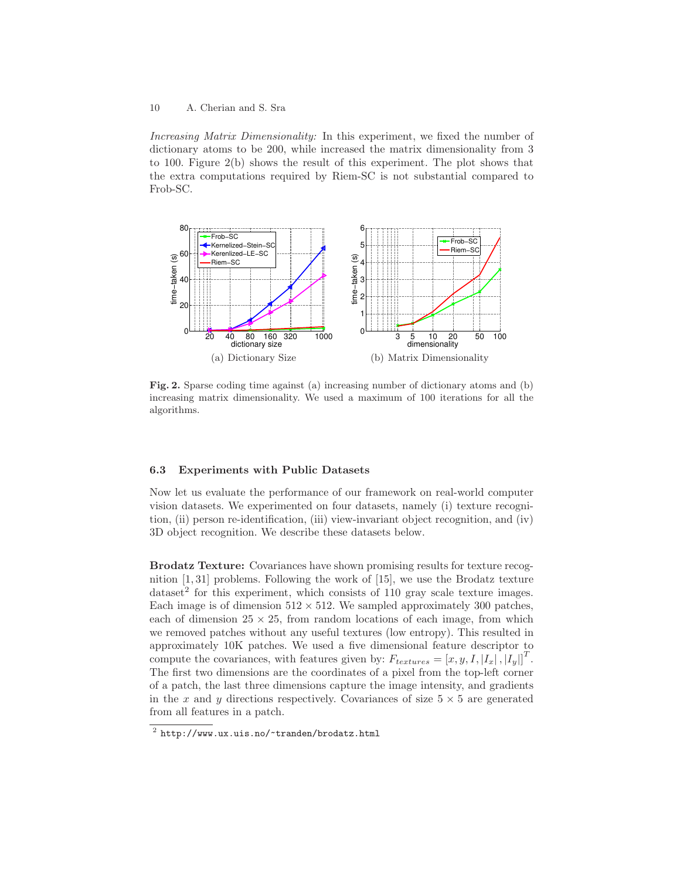*Increasing Matrix Dimensionality:* In this experiment, we fixed the number of dictionary atoms to be 200, while increased the matrix dimensionality from 3 to 100. Figure 2(b) shows the result of this experiment. The plot shows that the extra computations required by Riem-SC is not substantial compared to Frob-SC.

(a) Dictionary Size

(b) Matrix Dimensionality

**Fig. 2.** Sparse coding time against (a) increasing number of dictionary atoms and (b) increasing matrix dimensionality. We used a maximum of 100 iterations for all the algorithms.

### 6.3 Experiments with Public Datasets

Now let us evaluate the performance of our framework on real-world computer vision datasets. We experimented on four datasets, namely (i) texture recognition, (ii) person re-identification, (iii) view-invariant object recognition, and (iv) 3D object recognition. We describe these datasets below.

**Brodatz Texture:** Covariances have shown promising results for texture recognition [1, 31] problems. Following the work of [15], we use the Brodatz texture dataset[2] for this experiment, which consists of 110 gray scale texture images. Each image is of dimension $512 \times 512$. We sampled approximately 300 patches, each of dimension $25 \times 25$, from random locations of each image, from which we removed patches without any useful textures (low entropy). This resulted in approximately 10K patches. We used a five dimensional feature descriptor to compute the covariances, with features given by: $F_{textures} = [x, y, I, |I_x|, |I_y|]^T$. The first two dimensions are the coordinates of a pixel from the top-left corner of a patch, the last three dimensions capture the image intensity, and gradients in the $x$ and $y$ directions respectively. Covariances of size $5 \times 5$ are generated from all features in a patch.

[2] http://www.ux.uis.no/~tranden/brodatz.html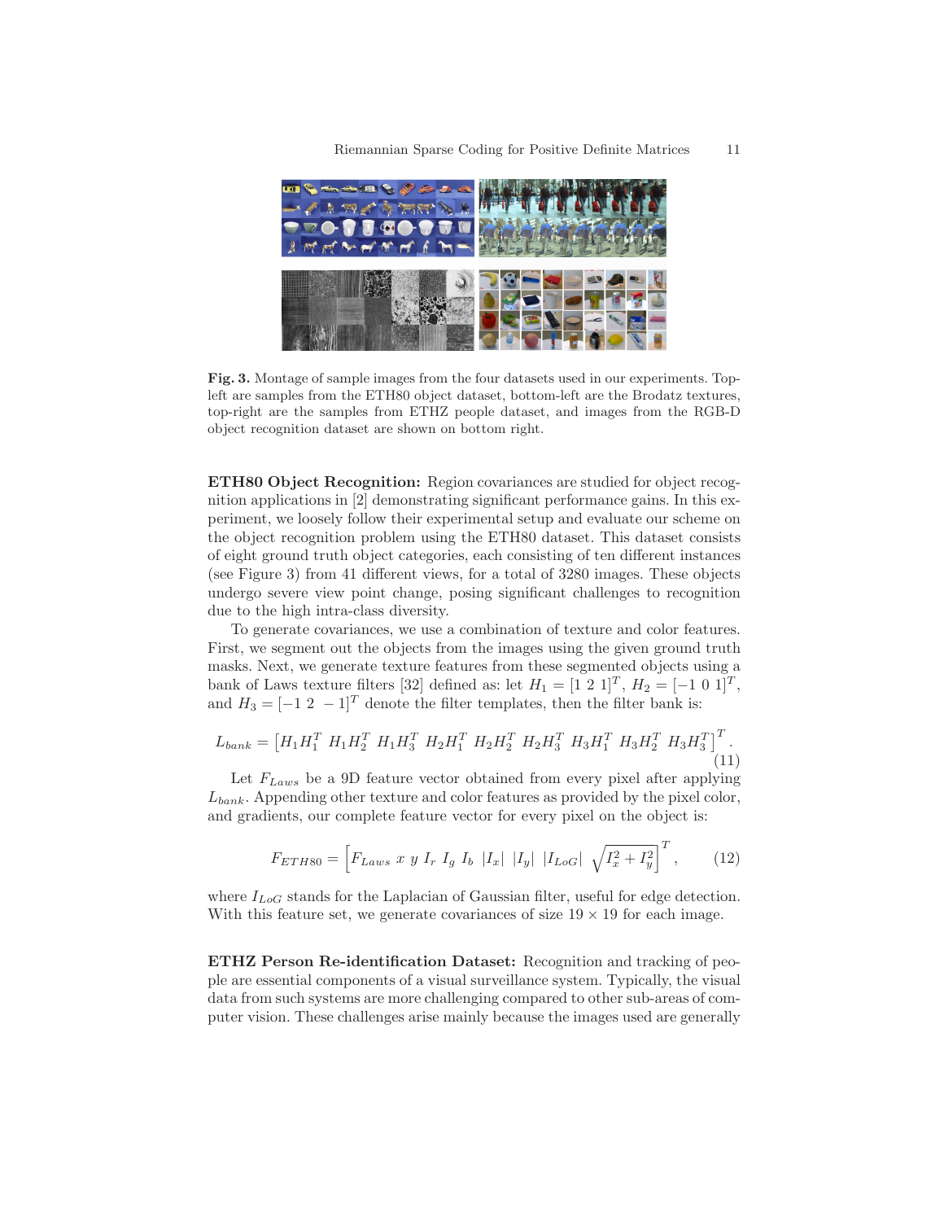**Fig. 3.** Montage of sample images from the four datasets used in our experiments. Top-left are samples from the ETH80 object dataset, bottom-left are the Brodatz textures, top-right are the samples from ETHZ people dataset, and images from the RGB-D object recognition dataset are shown on bottom right.

**ETH80 Object Recognition:** Region covariances are studied for object recognition applications in [2] demonstrating significant performance gains. In this experiment, we loosely follow their experimental setup and evaluate our scheme on the object recognition problem using the ETH80 dataset. This dataset consists of eight ground truth object categories, each consisting of ten different instances (see Figure 3) from 41 different views, for a total of 3280 images. These objects undergo severe view point change, posing significant challenges to recognition due to the high intra-class diversity.

To generate covariances, we use a combination of texture and color features. First, we segment out the objects from the images using the given ground truth masks. Next, we generate texture features from these segmented objects using a bank of Laws texture filters [32] defined as: let $H_1 = [1\ 2\ 1]^T$, $H_2 = [-1\ 0\ 1]^T$, and $H_3 = [-1\ 2\ -1]^T$ denote the filter templates, then the filter bank is:

$$L_{bank} = \left[H_1H_1^T\ H_1H_2^T\ H_1H_3^T\ H_2H_1^T\ H_2H_2^T\ H_2H_3^T\ H_3H_1^T\ H_3H_2^T\ H_3H_3^T\right]^T. \tag{11}$$

Let $F_{Laws}$ be a 9D feature vector obtained from every pixel after applying $L_{bank}$. Appending other texture and color features as provided by the pixel color, and gradients, our complete feature vector for every pixel on the object is:

$$F_{ETH80} = \left[F_{Laws}\ x\ y\ I_r\ I_g\ I_b\ |I_x|\ |I_y|\ |I_{LoG}|\ \sqrt{I_x^2 + I_y^2}\right]^T, \tag{12}$$

where $I_{LoG}$ stands for the Laplacian of Gaussian filter, useful for edge detection. With this feature set, we generate covariances of size $19 \times 19$ for each image.

**ETHZ Person Re-identification Dataset:** Recognition and tracking of people are essential components of a visual surveillance system. Typically, the visual data from such systems are more challenging compared to other sub-areas of computer vision. These challenges arise mainly because the images used are generally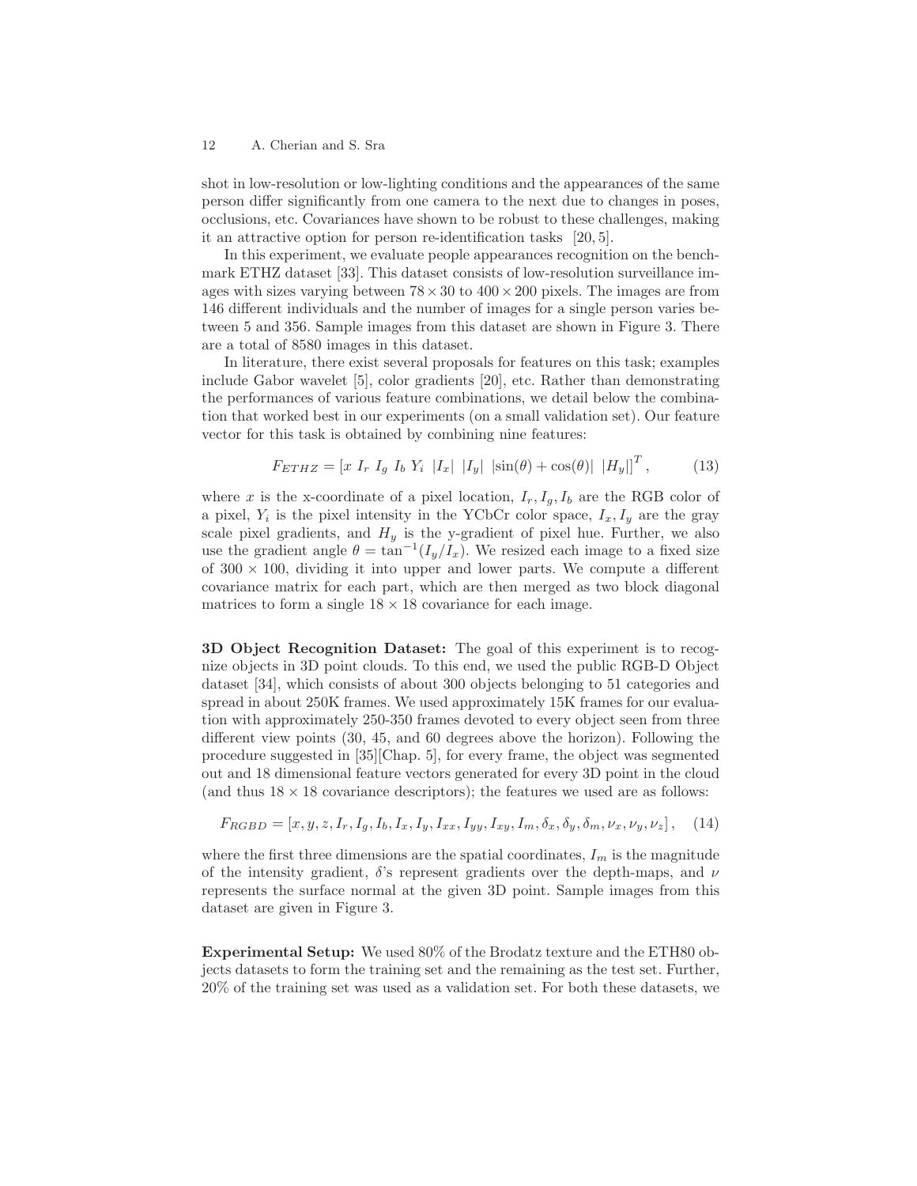shot in low-resolution or low-lighting conditions and the appearances of the same person differ significantly from one camera to the next due to changes in poses, occlusions, etc. Covariances have shown to be robust to these challenges, making it an attractive option for person re-identification tasks [20, 5].

In this experiment, we evaluate people appearances recognition on the benchmark ETHZ dataset [33]. This dataset consists of low-resolution surveillance images with sizes varying between $78 \times 30$ to $400 \times 200$ pixels. The images are from 146 different individuals and the number of images for a single person varies between 5 and 356. Sample images from this dataset are shown in Figure 3. There are a total of 8580 images in this dataset.

In literature, there exist several proposals for features on this task; examples include Gabor wavelet [5], color gradients [20], etc. Rather than demonstrating the performances of various feature combinations, we detail below the combination that worked best in our experiments (on a small validation set). Our feature vector for this task is obtained by combining nine features:

$$F_{ETHZ} = \left[x \; I_r \; I_g \; I_b \; Y_i \; |I_x| \; |I_y| \; |\sin(\theta) + \cos(\theta)| \; |H_y|\right]^T, \tag{13}$$

where $x$ is the x-coordinate of a pixel location, $I_r, I_g, I_b$ are the RGB color of a pixel, $Y_i$ is the pixel intensity in the YCbCr color space, $I_x, I_y$ are the gray scale pixel gradients, and $H_y$ is the y-gradient of pixel hue. Further, we also use the gradient angle $\theta = \tan^{-1}(I_y/I_x)$. We resized each image to a fixed size of $300 \times 100$, dividing it into upper and lower parts. We compute a different covariance matrix for each part, which are then merged as two block diagonal matrices to form a single $18 \times 18$ covariance for each image.

**3D Object Recognition Dataset:** The goal of this experiment is to recognize objects in 3D point clouds. To this end, we used the public RGB-D Object dataset [34], which consists of about 300 objects belonging to 51 categories and spread in about 250K frames. We used approximately 15K frames for our evaluation with approximately 250-350 frames devoted to every object seen from three different view points (30, 45, and 60 degrees above the horizon). Following the procedure suggested in [35][Chap. 5], for every frame, the object was segmented out and 18 dimensional feature vectors generated for every 3D point in the cloud (and thus $18 \times 18$ covariance descriptors); the features we used are as follows:

$$F_{RGBD} = \left[x, y, z, I_r, I_g, I_b, I_x, I_y, I_{xx}, I_{yy}, I_{xy}, I_m, \delta_x, \delta_y, \delta_m, \nu_x, \nu_y, \nu_z\right], \tag{14}$$

where the first three dimensions are the spatial coordinates, $I_m$ is the magnitude of the intensity gradient, $\delta$'s represent gradients over the depth-maps, and $\nu$ represents the surface normal at the given 3D point. Sample images from this dataset are given in Figure 3.

**Experimental Setup:** We used 80% of the Brodatz texture and the ETH80 objects datasets to form the training set and the remaining as the test set. Further, 20% of the training set was used as a validation set. For both these datasets, we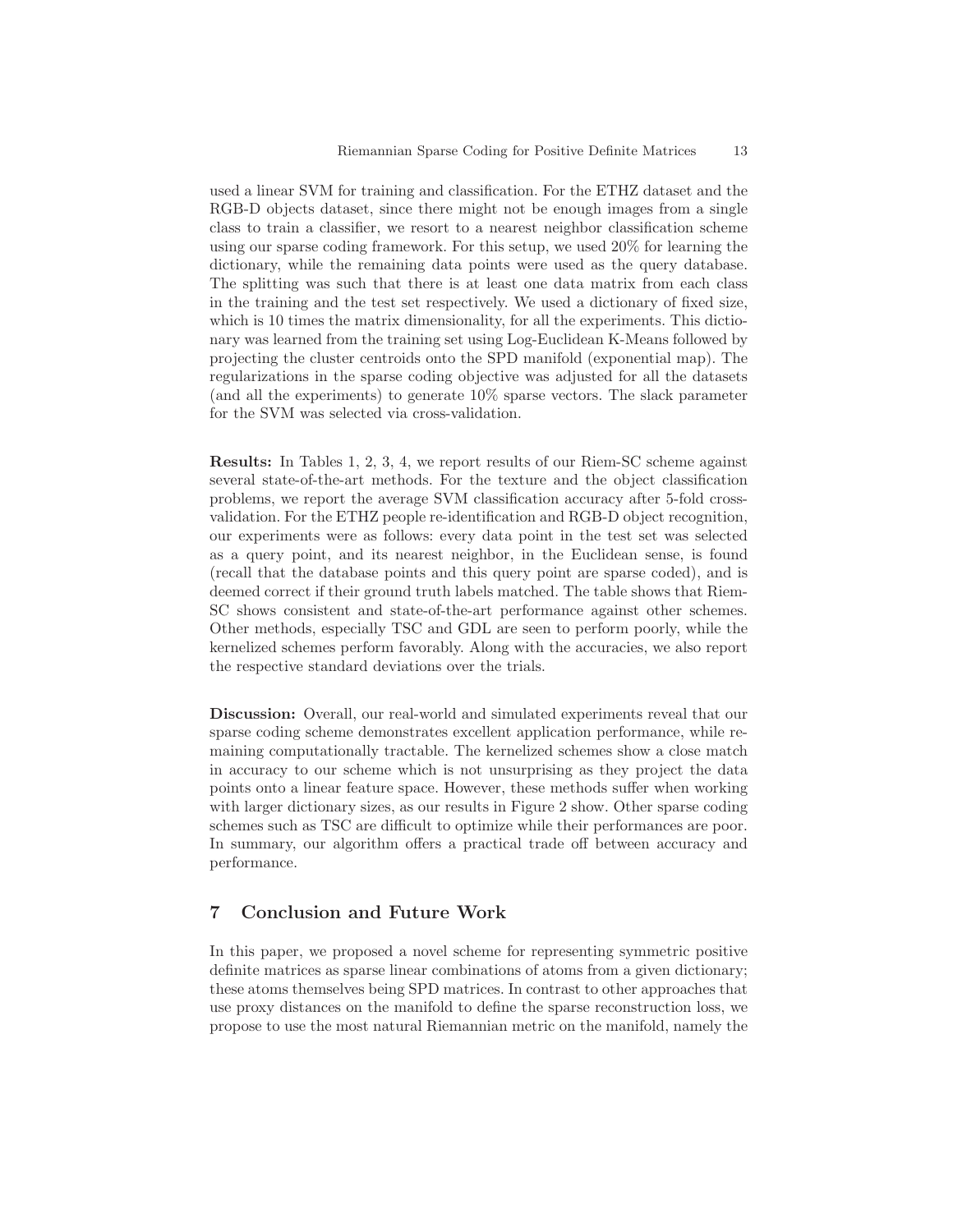used a linear SVM for training and classification. For the ETHZ dataset and the RGB-D objects dataset, since there might not be enough images from a single class to train a classifier, we resort to a nearest neighbor classification scheme using our sparse coding framework. For this setup, we used 20% for learning the dictionary, while the remaining data points were used as the query database. The splitting was such that there is at least one data matrix from each class in the training and the test set respectively. We used a dictionary of fixed size, which is 10 times the matrix dimensionality, for all the experiments. This dictionary was learned from the training set using Log-Euclidean K-Means followed by projecting the cluster centroids onto the SPD manifold (exponential map). The regularizations in the sparse coding objective was adjusted for all the datasets (and all the experiments) to generate 10% sparse vectors. The slack parameter for the SVM was selected via cross-validation.

**Results:** In Tables 1, 2, 3, 4, we report results of our Riem-SC scheme against several state-of-the-art methods. For the texture and the object classification problems, we report the average SVM classification accuracy after 5-fold cross-validation. For the ETHZ people re-identification and RGB-D object recognition, our experiments were as follows: every data point in the test set was selected as a query point, and its nearest neighbor, in the Euclidean sense, is found (recall that the database points and this query point are sparse coded), and is deemed correct if their ground truth labels matched. The table shows that Riem-SC shows consistent and state-of-the-art performance against other schemes. Other methods, especially TSC and GDL are seen to perform poorly, while the kernelized schemes perform favorably. Along with the accuracies, we also report the respective standard deviations over the trials.

**Discussion:** Overall, our real-world and simulated experiments reveal that our sparse coding scheme demonstrates excellent application performance, while remaining computationally tractable. The kernelized schemes show a close match in accuracy to our scheme which is not unsurprising as they project the data points onto a linear feature space. However, these methods suffer when working with larger dictionary sizes, as our results in Figure 2 show. Other sparse coding schemes such as TSC are difficult to optimize while their performances are poor. In summary, our algorithm offers a practical trade off between accuracy and performance.

## 7 Conclusion and Future Work

In this paper, we proposed a novel scheme for representing symmetric positive definite matrices as sparse linear combinations of atoms from a given dictionary; these atoms themselves being SPD matrices. In contrast to other approaches that use proxy distances on the manifold to define the sparse reconstruction loss, we propose to use the most natural Riemannian metric on the manifold, namely the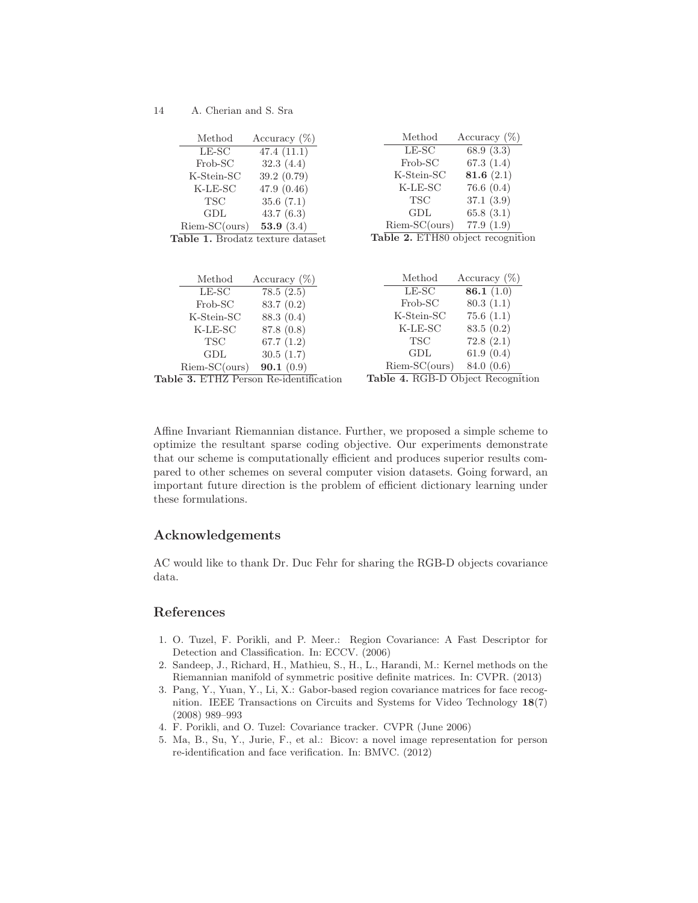| Method | Accuracy (%) |
|---|---|
| LE-SC | 47.4 (11.1) |
| Frob-SC | 32.3 (4.4) |
| K-Stein-SC | 39.2 (0.79) |
| K-LE-SC | 47.9 (0.46) |
| TSC | 35.6 (7.1) |
| GDL | 43.7 (6.3) |
| Riem-SC(ours) | **53.9** (3.4) |

**Table 1.** Brodatz texture dataset

| Method | Accuracy (%) |
|---|---|
| LE-SC | 68.9 (3.3) |
| Frob-SC | 67.3 (1.4) |
| K-Stein-SC | **81.6** (2.1) |
| K-LE-SC | 76.6 (0.4) |
| TSC | 37.1 (3.9) |
| GDL | 65.8 (3.1) |
| Riem-SC(ours) | 77.9 (1.9) |

**Table 2.** ETH80 object recognition

| Method | Accuracy (%) |
|---|---|
| LE-SC | 78.5 (2.5) |
| Frob-SC | 83.7 (0.2) |
| K-Stein-SC | 88.3 (0.4) |
| K-LE-SC | 87.8 (0.8) |
| TSC | 67.7 (1.2) |
| GDL | 30.5 (1.7) |
| Riem-SC(ours) | **90.1** (0.9) |

**Table 3.** ETHZ Person Re-identification

| Method | Accuracy (%) |
|---|---|
| LE-SC | **86.1** (1.0) |
| Frob-SC | 80.3 (1.1) |
| K-Stein-SC | 75.6 (1.1) |
| K-LE-SC | 83.5 (0.2) |
| TSC | 72.8 (2.1) |
| GDL | 61.9 (0.4) |
| Riem-SC(ours) | 84.0 (0.6) |

**Table 4.** RGB-D Object Recognition

Affine Invariant Riemannian distance. Further, we proposed a simple scheme to optimize the resultant sparse coding objective. Our experiments demonstrate that our scheme is computationally efficient and produces superior results compared to other schemes on several computer vision datasets. Going forward, an important future direction is the problem of efficient dictionary learning under these formulations.

## Acknowledgements

AC would like to thank Dr. Duc Fehr for sharing the RGB-D objects covariance data.

## References

1. O. Tuzel, F. Porikli, and P. Meer.: Region Covariance: A Fast Descriptor for Detection and Classification. In: ECCV. (2006)
2. Sandeep, J., Richard, H., Mathieu, S., H., L., Harandi, M.: Kernel methods on the Riemannian manifold of symmetric positive definite matrices. In: CVPR. (2013)
3. Pang, Y., Yuan, Y., Li, X.: Gabor-based region covariance matrices for face recognition. IEEE Transactions on Circuits and Systems for Video Technology **18**(7) (2008) 989–993
4. F. Porikli, and O. Tuzel: Covariance tracker. CVPR (June 2006)
5. Ma, B., Su, Y., Jurie, F., et al.: Bicov: a novel image representation for person re-identification and face verification. In: BMVC. (2012)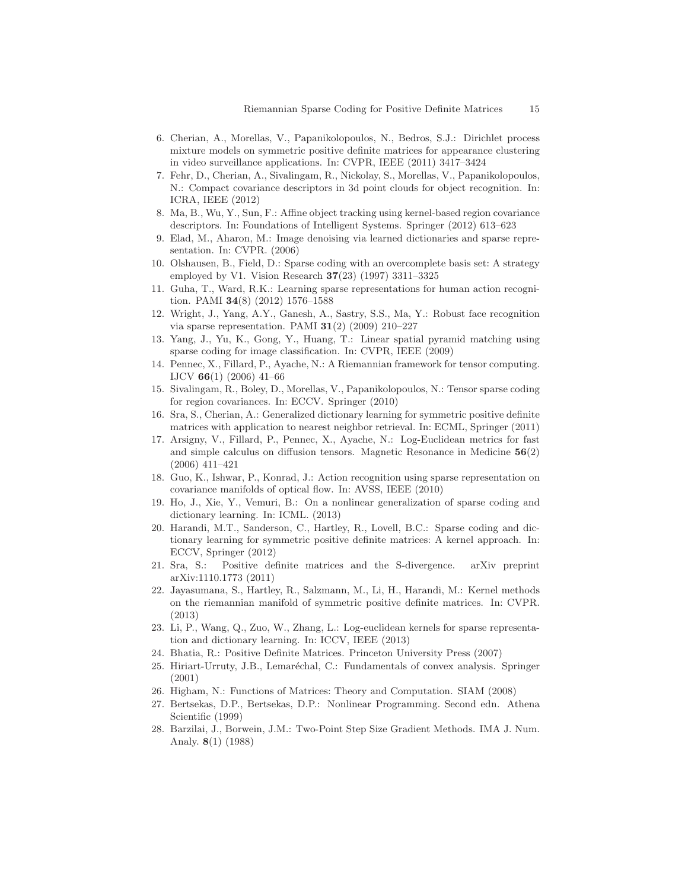6. Cherian, A., Morellas, V., Papanikolopoulos, N., Bedros, S.J.: Dirichlet process mixture models on symmetric positive definite matrices for appearance clustering in video surveillance applications. In: CVPR, IEEE (2011) 3417–3424
7. Fehr, D., Cherian, A., Sivalingam, R., Nickolay, S., Morellas, V., Papanikolopoulos, N.: Compact covariance descriptors in 3d point clouds for object recognition. In: ICRA, IEEE (2012)
8. Ma, B., Wu, Y., Sun, F.: Affine object tracking using kernel-based region covariance descriptors. In: Foundations of Intelligent Systems. Springer (2012) 613–623
9. Elad, M., Aharon, M.: Image denoising via learned dictionaries and sparse representation. In: CVPR. (2006)
10. Olshausen, B., Field, D.: Sparse coding with an overcomplete basis set: A strategy employed by V1. Vision Research **37**(23) (1997) 3311–3325
11. Guha, T., Ward, R.K.: Learning sparse representations for human action recognition. PAMI **34**(8) (2012) 1576–1588
12. Wright, J., Yang, A.Y., Ganesh, A., Sastry, S.S., Ma, Y.: Robust face recognition via sparse representation. PAMI **31**(2) (2009) 210–227
13. Yang, J., Yu, K., Gong, Y., Huang, T.: Linear spatial pyramid matching using sparse coding for image classification. In: CVPR, IEEE (2009)
14. Pennec, X., Fillard, P., Ayache, N.: A Riemannian framework for tensor computing. IJCV **66**(1) (2006) 41–66
15. Sivalingam, R., Boley, D., Morellas, V., Papanikolopoulos, N.: Tensor sparse coding for region covariances. In: ECCV. Springer (2010)
16. Sra, S., Cherian, A.: Generalized dictionary learning for symmetric positive definite matrices with application to nearest neighbor retrieval. In: ECML, Springer (2011)
17. Arsigny, V., Fillard, P., Pennec, X., Ayache, N.: Log-Euclidean metrics for fast and simple calculus on diffusion tensors. Magnetic Resonance in Medicine **56**(2) (2006) 411–421
18. Guo, K., Ishwar, P., Konrad, J.: Action recognition using sparse representation on covariance manifolds of optical flow. In: AVSS, IEEE (2010)
19. Ho, J., Xie, Y., Vemuri, B.: On a nonlinear generalization of sparse coding and dictionary learning. In: ICML. (2013)
20. Harandi, M.T., Sanderson, C., Hartley, R., Lovell, B.C.: Sparse coding and dictionary learning for symmetric positive definite matrices: A kernel approach. In: ECCV, Springer (2012)
21. Sra, S.: Positive definite matrices and the S-divergence. arXiv preprint arXiv:1110.1773 (2011)
22. Jayasumana, S., Hartley, R., Salzmann, M., Li, H., Harandi, M.: Kernel methods on the riemannian manifold of symmetric positive definite matrices. In: CVPR. (2013)
23. Li, P., Wang, Q., Zuo, W., Zhang, L.: Log-euclidean kernels for sparse representation and dictionary learning. In: ICCV, IEEE (2013)
24. Bhatia, R.: Positive Definite Matrices. Princeton University Press (2007)
25. Hiriart-Urruty, J.B., Lemaréchal, C.: Fundamentals of convex analysis. Springer (2001)
26. Higham, N.: Functions of Matrices: Theory and Computation. SIAM (2008)
27. Bertsekas, D.P., Bertsekas, D.P.: Nonlinear Programming. Second edn. Athena Scientific (1999)
28. Barzilai, J., Borwein, J.M.: Two-Point Step Size Gradient Methods. IMA J. Num. Analy. **8**(1) (1988)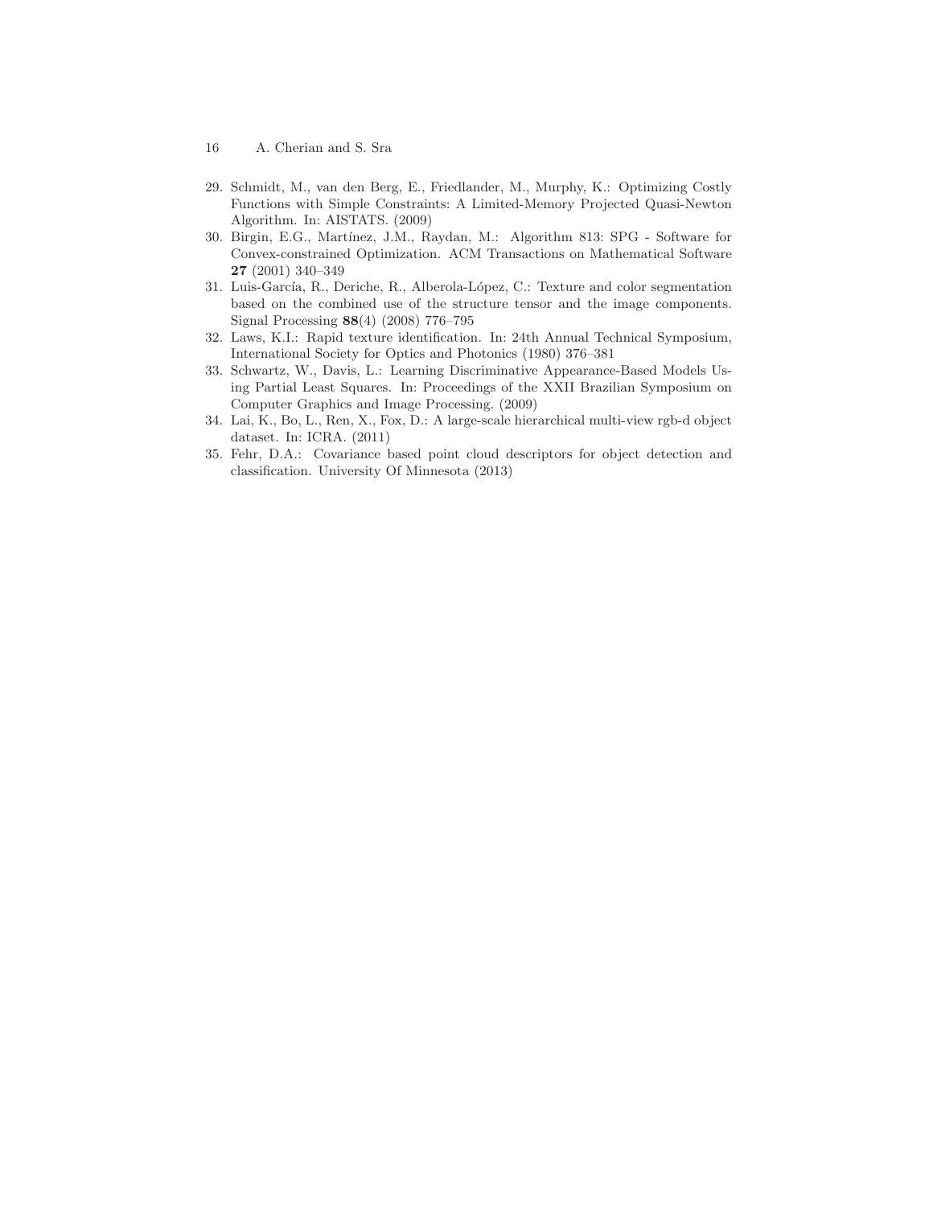29. Schmidt, M., van den Berg, E., Friedlander, M., Murphy, K.: Optimizing Costly Functions with Simple Constraints: A Limited-Memory Projected Quasi-Newton Algorithm. In: AISTATS. (2009)
30. Birgin, E.G., Martínez, J.M., Raydan, M.: Algorithm 813: SPG - Software for Convex-constrained Optimization. ACM Transactions on Mathematical Software **27** (2001) 340–349
31. Luis-García, R., Deriche, R., Alberola-López, C.: Texture and color segmentation based on the combined use of the structure tensor and the image components. Signal Processing **88**(4) (2008) 776–795
32. Laws, K.I.: Rapid texture identification. In: 24th Annual Technical Symposium, International Society for Optics and Photonics (1980) 376–381
33. Schwartz, W., Davis, L.: Learning Discriminative Appearance-Based Models Using Partial Least Squares. In: Proceedings of the XXII Brazilian Symposium on Computer Graphics and Image Processing. (2009)
34. Lai, K., Bo, L., Ren, X., Fox, D.: A large-scale hierarchical multi-view rgb-d object dataset. In: ICRA. (2011)
35. Fehr, D.A.: Covariance based point cloud descriptors for object detection and classification. University Of Minnesota (2013)